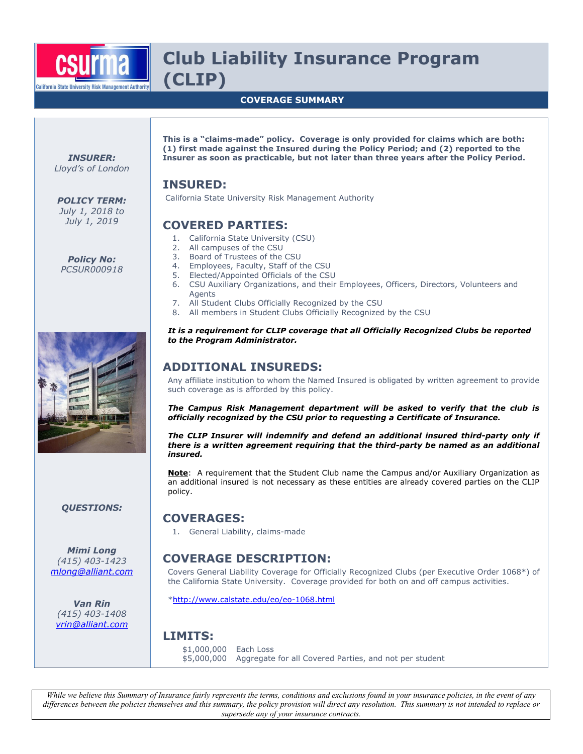# Club Liability Insurance Program (CLIP)

**COVERAGE SUMMARY**

***INSURER:***
*Lloyd's of London*

***POLICY TERM:***
*July 1, 2018 to July 1, 2019*

***Policy No:***
*PCSUR000918*

***QUESTIONS:***

***Mimi Long***
*(415) 403-1423*
*mlong@alliant.com*

***Van Rin***
*(415) 403-1408*
*vrin@alliant.com*

**This is a "claims-made" policy. Coverage is only provided for claims which are both: (1) first made against the Insured during the Policy Period; and (2) reported to the Insurer as soon as practicable, but not later than three years after the Policy Period.**

## INSURED:

California State University Risk Management Authority

## COVERED PARTIES:

1. California State University (CSU)
2. All campuses of the CSU
3. Board of Trustees of the CSU
4. Employees, Faculty, Staff of the CSU
5. Elected/Appointed Officials of the CSU
6. CSU Auxiliary Organizations, and their Employees, Officers, Directors, Volunteers and Agents
7. All Student Clubs Officially Recognized by the CSU
8. All members in Student Clubs Officially Recognized by the CSU

***It is a requirement for CLIP coverage that all Officially Recognized Clubs be reported to the Program Administrator.***

## ADDITIONAL INSUREDS:

Any affiliate institution to whom the Named Insured is obligated by written agreement to provide such coverage as is afforded by this policy.

***The Campus Risk Management department will be asked to verify that the club is officially recognized by the CSU prior to requesting a Certificate of Insurance.***

***The CLIP Insurer will indemnify and defend an additional insured third-party only if there is a written agreement requiring that the third-party be named as an additional insured.***

**Note**: A requirement that the Student Club name the Campus and/or Auxiliary Organization as an additional insured is not necessary as these entities are already covered parties on the CLIP policy.

## COVERAGES:

1. General Liability, claims-made

## COVERAGE DESCRIPTION:

Covers General Liability Coverage for Officially Recognized Clubs (per Executive Order 1068*) of the California State University. Coverage provided for both on and off campus activities.

*http://www.calstate.edu/eo/eo-1068.html

## LIMITS:

$1,000,000 Each Loss
$5,000,000 Aggregate for all Covered Parties, and not per student

*While we believe this Summary of Insurance fairly represents the terms, conditions and exclusions found in your insurance policies, in the event of any differences between the policies themselves and this summary, the policy provision will direct any resolution. This summary is not intended to replace or supersede any of your insurance contracts.*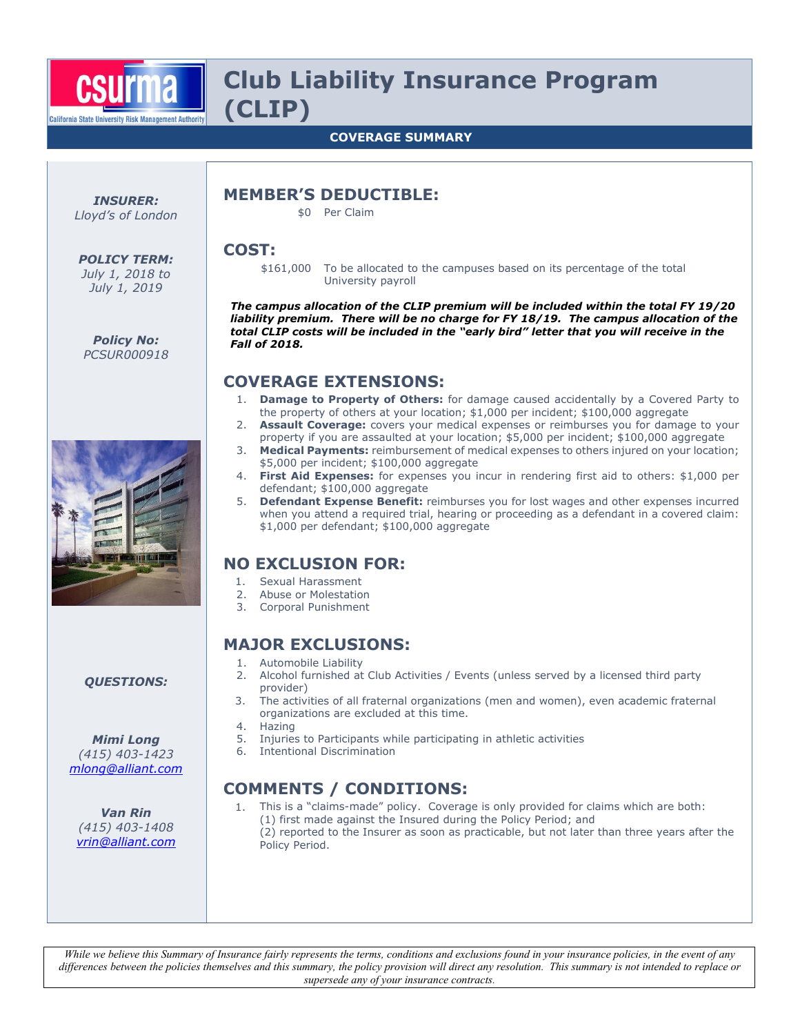# Club Liability Insurance Program (CLIP)

**COVERAGE SUMMARY**

***INSURER:***
*Lloyd's of London*

***POLICY TERM:***
*July 1, 2018 to July 1, 2019*

***Policy No:***
*PCSUR000918*

## MEMBER'S DEDUCTIBLE:

$0 Per Claim

## COST:

$161,000 To be allocated to the campuses based on its percentage of the total University payroll

***The campus allocation of the CLIP premium will be included within the total FY 19/20 liability premium. There will be no charge for FY 18/19. The campus allocation of the total CLIP costs will be included in the "early bird" letter that you will receive in the Fall of 2018.***

## COVERAGE EXTENSIONS:

1. **Damage to Property of Others:** for damage caused accidentally by a Covered Party to the property of others at your location; $1,000 per incident; $100,000 aggregate
2. **Assault Coverage:** covers your medical expenses or reimburses you for damage to your property if you are assaulted at your location; $5,000 per incident; $100,000 aggregate
3. **Medical Payments:** reimbursement of medical expenses to others injured on your location; $5,000 per incident; $100,000 aggregate
4. **First Aid Expenses:** for expenses you incur in rendering first aid to others: $1,000 per defendant; $100,000 aggregate
5. **Defendant Expense Benefit:** reimburses you for lost wages and other expenses incurred when you attend a required trial, hearing or proceeding as a defendant in a covered claim: $1,000 per defendant; $100,000 aggregate

## NO EXCLUSION FOR:

1. Sexual Harassment
2. Abuse or Molestation
3. Corporal Punishment

## MAJOR EXCLUSIONS:

1. Automobile Liability
2. Alcohol furnished at Club Activities / Events (unless served by a licensed third party provider)
3. The activities of all fraternal organizations (men and women), even academic fraternal organizations are excluded at this time.
4. Hazing
5. Injuries to Participants while participating in athletic activities
6. Intentional Discrimination

## COMMENTS / CONDITIONS:

1. This is a "claims-made" policy. Coverage is only provided for claims which are both:
   (1) first made against the Insured during the Policy Period; and
   (2) reported to the Insurer as soon as practicable, but not later than three years after the Policy Period.

***QUESTIONS:***

***Mimi Long***
*(415) 403-1423*
*mlong@alliant.com*

***Van Rin***
*(415) 403-1408*
*vrin@alliant.com*

*While we believe this Summary of Insurance fairly represents the terms, conditions and exclusions found in your insurance policies, in the event of any differences between the policies themselves and this summary, the policy provision will direct any resolution. This summary is not intended to replace or supersede any of your insurance contracts.*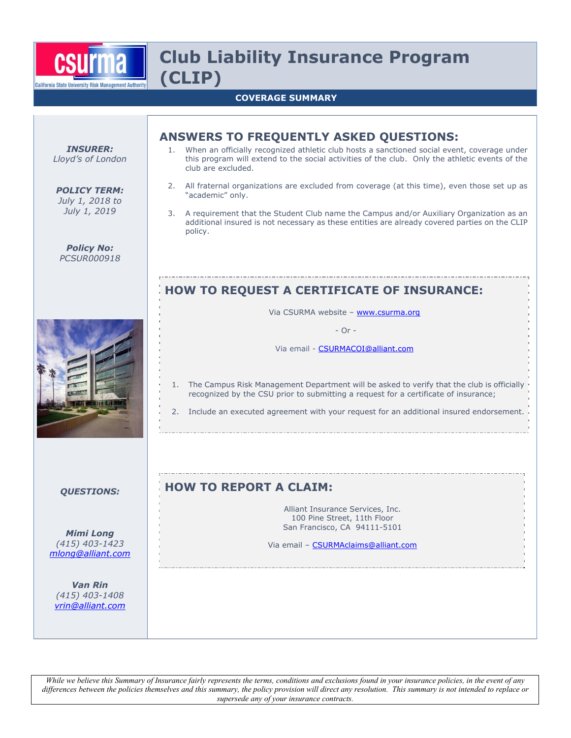# Club Liability Insurance Program (CLIP)

**COVERAGE SUMMARY**

***INSURER:***
*Lloyd's of London*

***POLICY TERM:***
*July 1, 2018 to July 1, 2019*

***Policy No:***
*PCSUR000918*

## ANSWERS TO FREQUENTLY ASKED QUESTIONS:

1. When an officially recognized athletic club hosts a sanctioned social event, coverage under this program will extend to the social activities of the club. Only the athletic events of the club are excluded.
2. All fraternal organizations are excluded from coverage (at this time), even those set up as "academic" only.
3. A requirement that the Student Club name the Campus and/or Auxiliary Organization as an additional insured is not necessary as these entities are already covered parties on the CLIP policy.

## HOW TO REQUEST A CERTIFICATE OF INSURANCE:

Via CSURMA website – www.csurma.org

- Or -

Via email - CSURMACOI@alliant.com

1. The Campus Risk Management Department will be asked to verify that the club is officially recognized by the CSU prior to submitting a request for a certificate of insurance;
2. Include an executed agreement with your request for an additional insured endorsement.

## HOW TO REPORT A CLAIM:

Alliant Insurance Services, Inc.
100 Pine Street, 11th Floor
San Francisco, CA 94111-5101

Via email – CSURMAclaims@alliant.com

***QUESTIONS:***

***Mimi Long***
*(415) 403-1423*
*mlong@alliant.com*

***Van Rin***
*(415) 403-1408*
*vrin@alliant.com*

*While we believe this Summary of Insurance fairly represents the terms, conditions and exclusions found in your insurance policies, in the event of any differences between the policies themselves and this summary, the policy provision will direct any resolution. This summary is not intended to replace or supersede any of your insurance contracts.*